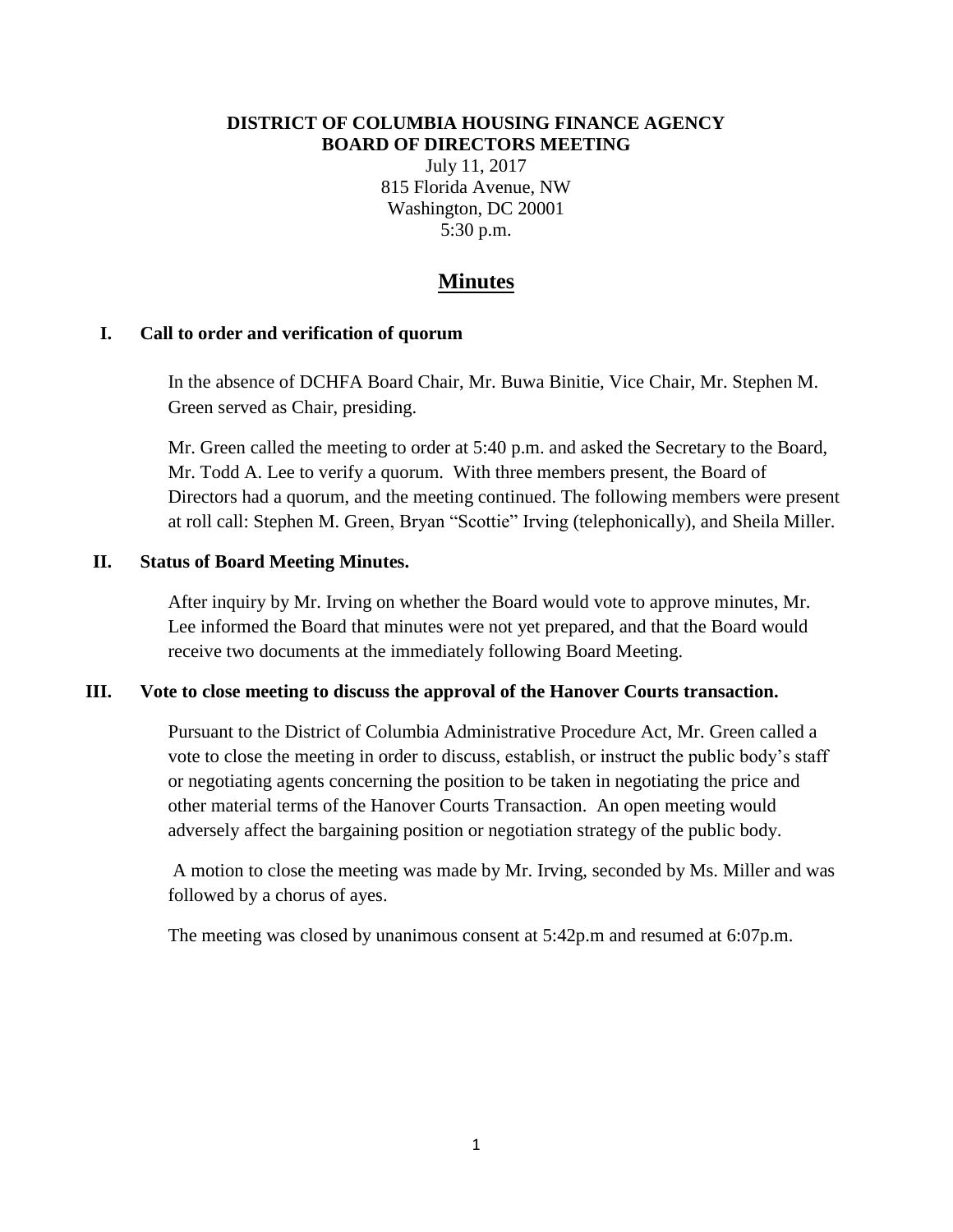**DISTRICT OF COLUMBIA HOUSING FINANCE AGENCY**
**BOARD OF DIRECTORS MEETING**

July 11, 2017
815 Florida Avenue, NW
Washington, DC 20001
5:30 p.m.

# Minutes

## I. Call to order and verification of quorum

In the absence of DCHFA Board Chair, Mr. Buwa Binitie, Vice Chair, Mr. Stephen M. Green served as Chair, presiding.

Mr. Green called the meeting to order at 5:40 p.m. and asked the Secretary to the Board, Mr. Todd A. Lee to verify a quorum. With three members present, the Board of Directors had a quorum, and the meeting continued. The following members were present at roll call: Stephen M. Green, Bryan "Scottie" Irving (telephonically), and Sheila Miller.

## II. Status of Board Meeting Minutes.

After inquiry by Mr. Irving on whether the Board would vote to approve minutes, Mr. Lee informed the Board that minutes were not yet prepared, and that the Board would receive two documents at the immediately following Board Meeting.

## III. Vote to close meeting to discuss the approval of the Hanover Courts transaction.

Pursuant to the District of Columbia Administrative Procedure Act, Mr. Green called a vote to close the meeting in order to discuss, establish, or instruct the public body's staff or negotiating agents concerning the position to be taken in negotiating the price and other material terms of the Hanover Courts Transaction. An open meeting would adversely affect the bargaining position or negotiation strategy of the public body.

A motion to close the meeting was made by Mr. Irving, seconded by Ms. Miller and was followed by a chorus of ayes.

The meeting was closed by unanimous consent at 5:42p.m and resumed at 6:07p.m.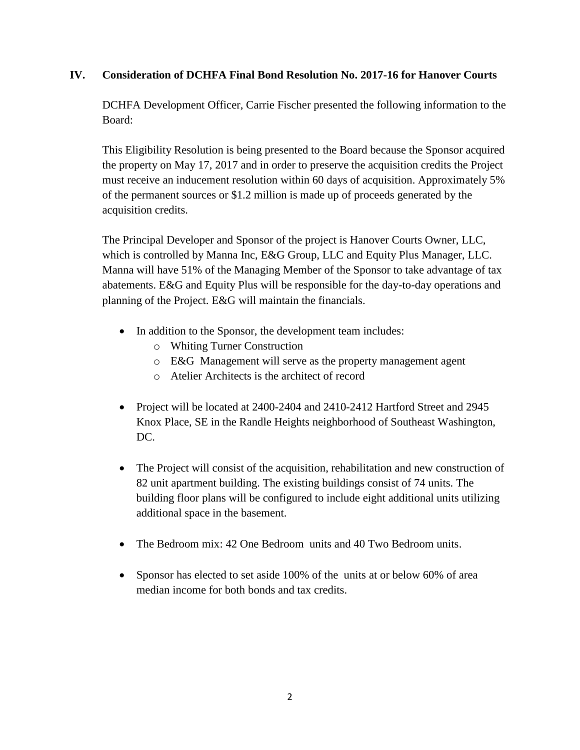## IV. Consideration of DCHFA Final Bond Resolution No. 2017-16 for Hanover Courts

DCHFA Development Officer, Carrie Fischer presented the following information to the Board:

This Eligibility Resolution is being presented to the Board because the Sponsor acquired the property on May 17, 2017 and in order to preserve the acquisition credits the Project must receive an inducement resolution within 60 days of acquisition. Approximately 5% of the permanent sources or $1.2 million is made up of proceeds generated by the acquisition credits.

The Principal Developer and Sponsor of the project is Hanover Courts Owner, LLC, which is controlled by Manna Inc, E&G Group, LLC and Equity Plus Manager, LLC. Manna will have 51% of the Managing Member of the Sponsor to take advantage of tax abatements. E&G and Equity Plus will be responsible for the day-to-day operations and planning of the Project. E&G will maintain the financials.

- In addition to the Sponsor, the development team includes:
  - Whiting Turner Construction
  - E&G Management will serve as the property management agent
  - Atelier Architects is the architect of record
- Project will be located at 2400-2404 and 2410-2412 Hartford Street and 2945 Knox Place, SE in the Randle Heights neighborhood of Southeast Washington, DC.
- The Project will consist of the acquisition, rehabilitation and new construction of 82 unit apartment building. The existing buildings consist of 74 units. The building floor plans will be configured to include eight additional units utilizing additional space in the basement.
- The Bedroom mix: 42 One Bedroom units and 40 Two Bedroom units.
- Sponsor has elected to set aside 100% of the units at or below 60% of area median income for both bonds and tax credits.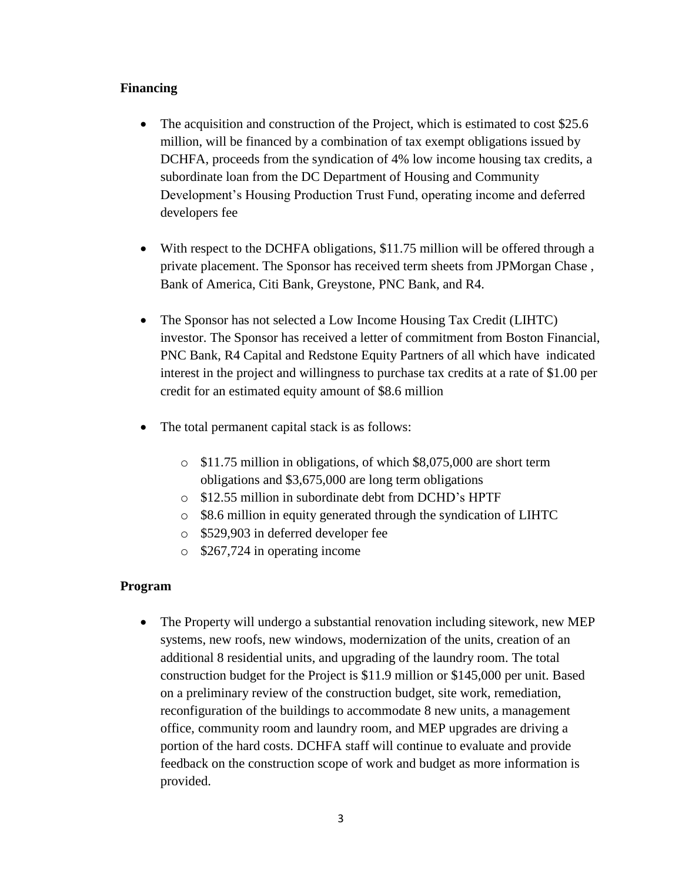**Financing**

- The acquisition and construction of the Project, which is estimated to cost $25.6 million, will be financed by a combination of tax exempt obligations issued by DCHFA, proceeds from the syndication of 4% low income housing tax credits, a subordinate loan from the DC Department of Housing and Community Development's Housing Production Trust Fund, operating income and deferred developers fee

- With respect to the DCHFA obligations, $11.75 million will be offered through a private placement. The Sponsor has received term sheets from JPMorgan Chase , Bank of America, Citi Bank, Greystone, PNC Bank, and R4.

- The Sponsor has not selected a Low Income Housing Tax Credit (LIHTC) investor. The Sponsor has received a letter of commitment from Boston Financial, PNC Bank, R4 Capital and Redstone Equity Partners of all which have indicated interest in the project and willingness to purchase tax credits at a rate of $1.00 per credit for an estimated equity amount of $8.6 million

- The total permanent capital stack is as follows:

    - $11.75 million in obligations, of which $8,075,000 are short term obligations and $3,675,000 are long term obligations
    - $12.55 million in subordinate debt from DCHD's HPTF
    - $8.6 million in equity generated through the syndication of LIHTC
    - $529,903 in deferred developer fee
    - $267,724 in operating income

**Program**

- The Property will undergo a substantial renovation including sitework, new MEP systems, new roofs, new windows, modernization of the units, creation of an additional 8 residential units, and upgrading of the laundry room. The total construction budget for the Project is $11.9 million or $145,000 per unit. Based on a preliminary review of the construction budget, site work, remediation, reconfiguration of the buildings to accommodate 8 new units, a management office, community room and laundry room, and MEP upgrades are driving a portion of the hard costs. DCHFA staff will continue to evaluate and provide feedback on the construction scope of work and budget as more information is provided.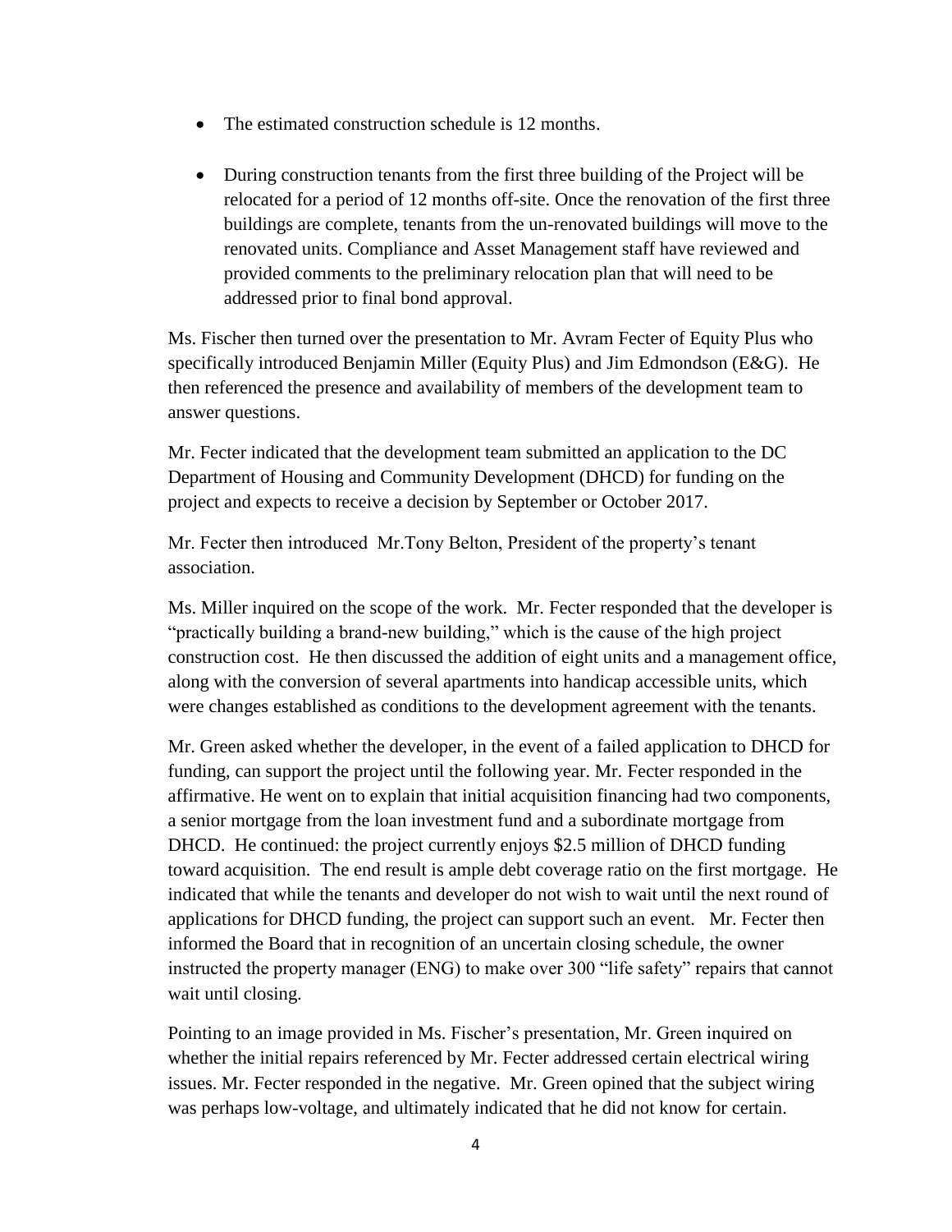- The estimated construction schedule is 12 months.
- During construction tenants from the first three building of the Project will be relocated for a period of 12 months off-site. Once the renovation of the first three buildings are complete, tenants from the un-renovated buildings will move to the renovated units. Compliance and Asset Management staff have reviewed and provided comments to the preliminary relocation plan that will need to be addressed prior to final bond approval.

Ms. Fischer then turned over the presentation to Mr. Avram Fecter of Equity Plus who specifically introduced Benjamin Miller (Equity Plus) and Jim Edmondson (E&G). He then referenced the presence and availability of members of the development team to answer questions.

Mr. Fecter indicated that the development team submitted an application to the DC Department of Housing and Community Development (DHCD) for funding on the project and expects to receive a decision by September or October 2017.

Mr. Fecter then introduced Mr.Tony Belton, President of the property's tenant association.

Ms. Miller inquired on the scope of the work. Mr. Fecter responded that the developer is "practically building a brand-new building," which is the cause of the high project construction cost. He then discussed the addition of eight units and a management office, along with the conversion of several apartments into handicap accessible units, which were changes established as conditions to the development agreement with the tenants.

Mr. Green asked whether the developer, in the event of a failed application to DHCD for funding, can support the project until the following year. Mr. Fecter responded in the affirmative. He went on to explain that initial acquisition financing had two components, a senior mortgage from the loan investment fund and a subordinate mortgage from DHCD. He continued: the project currently enjoys $2.5 million of DHCD funding toward acquisition. The end result is ample debt coverage ratio on the first mortgage. He indicated that while the tenants and developer do not wish to wait until the next round of applications for DHCD funding, the project can support such an event. Mr. Fecter then informed the Board that in recognition of an uncertain closing schedule, the owner instructed the property manager (ENG) to make over 300 "life safety" repairs that cannot wait until closing.

Pointing to an image provided in Ms. Fischer's presentation, Mr. Green inquired on whether the initial repairs referenced by Mr. Fecter addressed certain electrical wiring issues. Mr. Fecter responded in the negative. Mr. Green opined that the subject wiring was perhaps low-voltage, and ultimately indicated that he did not know for certain.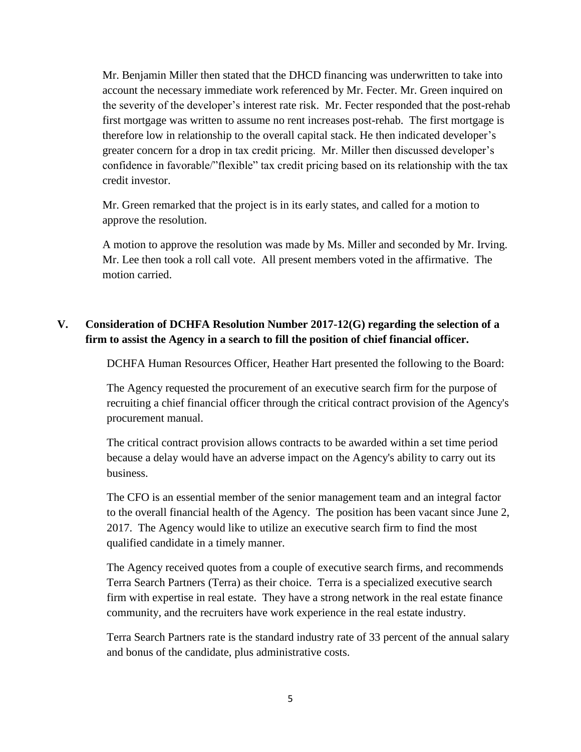Mr. Benjamin Miller then stated that the DHCD financing was underwritten to take into account the necessary immediate work referenced by Mr. Fecter. Mr. Green inquired on the severity of the developer's interest rate risk. Mr. Fecter responded that the post-rehab first mortgage was written to assume no rent increases post-rehab. The first mortgage is therefore low in relationship to the overall capital stack. He then indicated developer's greater concern for a drop in tax credit pricing. Mr. Miller then discussed developer's confidence in favorable/"flexible" tax credit pricing based on its relationship with the tax credit investor.

Mr. Green remarked that the project is in its early states, and called for a motion to approve the resolution.

A motion to approve the resolution was made by Ms. Miller and seconded by Mr. Irving. Mr. Lee then took a roll call vote. All present members voted in the affirmative. The motion carried.

## V. Consideration of DCHFA Resolution Number 2017-12(G) regarding the selection of a firm to assist the Agency in a search to fill the position of chief financial officer.

DCHFA Human Resources Officer, Heather Hart presented the following to the Board:

The Agency requested the procurement of an executive search firm for the purpose of recruiting a chief financial officer through the critical contract provision of the Agency's procurement manual.

The critical contract provision allows contracts to be awarded within a set time period because a delay would have an adverse impact on the Agency's ability to carry out its business.

The CFO is an essential member of the senior management team and an integral factor to the overall financial health of the Agency. The position has been vacant since June 2, 2017. The Agency would like to utilize an executive search firm to find the most qualified candidate in a timely manner.

The Agency received quotes from a couple of executive search firms, and recommends Terra Search Partners (Terra) as their choice. Terra is a specialized executive search firm with expertise in real estate. They have a strong network in the real estate finance community, and the recruiters have work experience in the real estate industry.

Terra Search Partners rate is the standard industry rate of 33 percent of the annual salary and bonus of the candidate, plus administrative costs.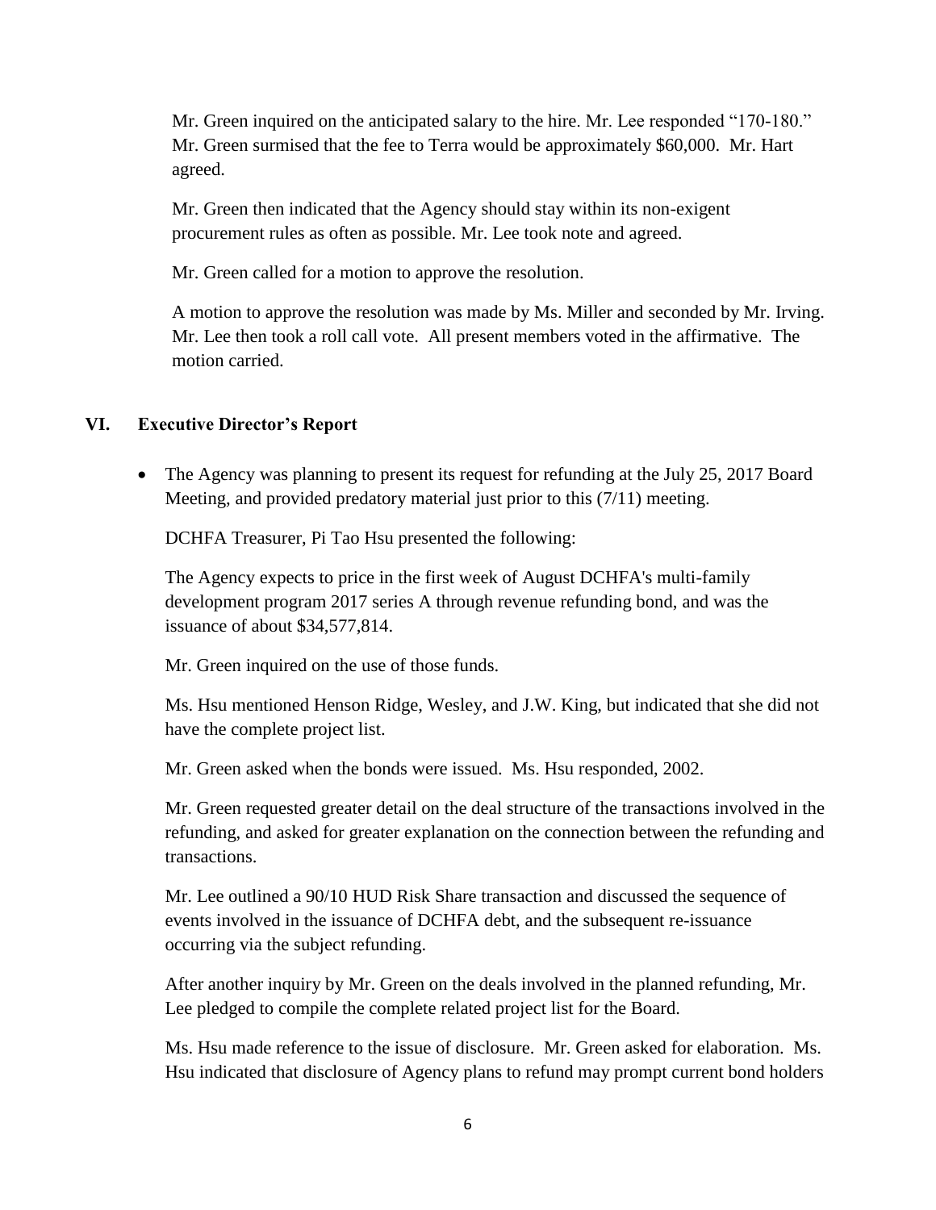Mr. Green inquired on the anticipated salary to the hire. Mr. Lee responded "170-180." Mr. Green surmised that the fee to Terra would be approximately $60,000. Mr. Hart agreed.

Mr. Green then indicated that the Agency should stay within its non-exigent procurement rules as often as possible. Mr. Lee took note and agreed.

Mr. Green called for a motion to approve the resolution.

A motion to approve the resolution was made by Ms. Miller and seconded by Mr. Irving. Mr. Lee then took a roll call vote. All present members voted in the affirmative. The motion carried.

## VI. Executive Director's Report

- The Agency was planning to present its request for refunding at the July 25, 2017 Board Meeting, and provided predatory material just prior to this (7/11) meeting.

  DCHFA Treasurer, Pi Tao Hsu presented the following:

  The Agency expects to price in the first week of August DCHFA's multi-family development program 2017 series A through revenue refunding bond, and was the issuance of about $34,577,814.

  Mr. Green inquired on the use of those funds.

  Ms. Hsu mentioned Henson Ridge, Wesley, and J.W. King, but indicated that she did not have the complete project list.

  Mr. Green asked when the bonds were issued. Ms. Hsu responded, 2002.

  Mr. Green requested greater detail on the deal structure of the transactions involved in the refunding, and asked for greater explanation on the connection between the refunding and transactions.

  Mr. Lee outlined a 90/10 HUD Risk Share transaction and discussed the sequence of events involved in the issuance of DCHFA debt, and the subsequent re-issuance occurring via the subject refunding.

  After another inquiry by Mr. Green on the deals involved in the planned refunding, Mr. Lee pledged to compile the complete related project list for the Board.

  Ms. Hsu made reference to the issue of disclosure. Mr. Green asked for elaboration. Ms. Hsu indicated that disclosure of Agency plans to refund may prompt current bond holders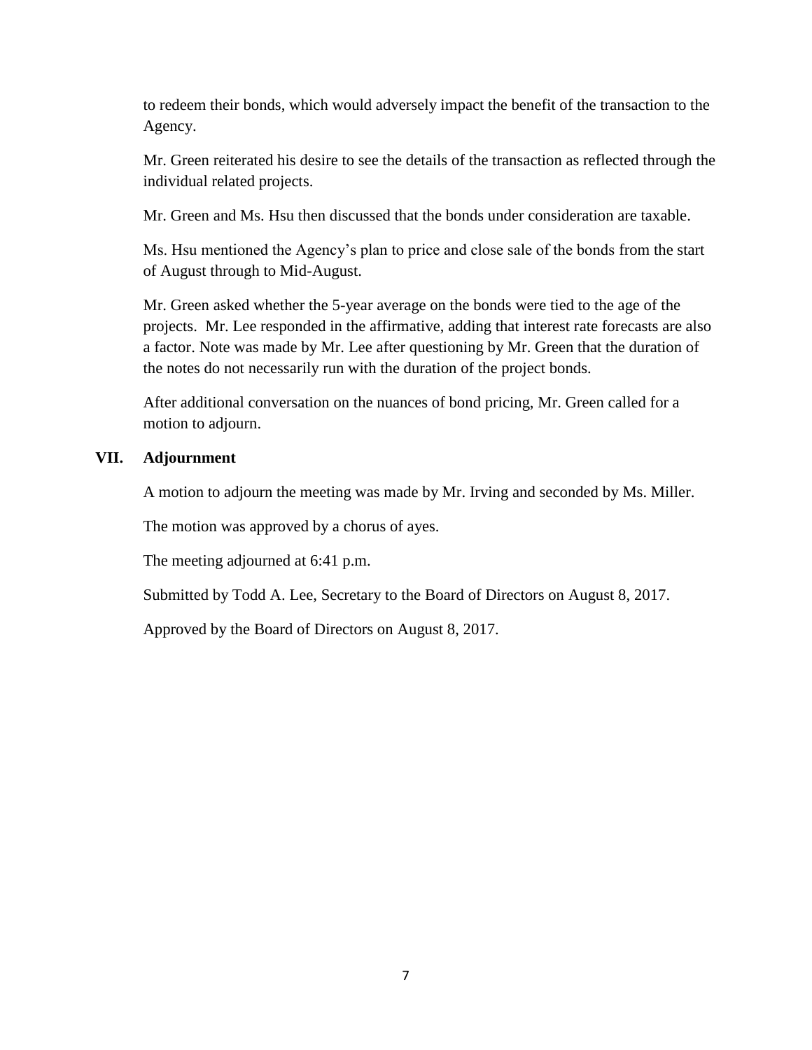to redeem their bonds, which would adversely impact the benefit of the transaction to the Agency.

Mr. Green reiterated his desire to see the details of the transaction as reflected through the individual related projects.

Mr. Green and Ms. Hsu then discussed that the bonds under consideration are taxable.

Ms. Hsu mentioned the Agency's plan to price and close sale of the bonds from the start of August through to Mid-August.

Mr. Green asked whether the 5-year average on the bonds were tied to the age of the projects. Mr. Lee responded in the affirmative, adding that interest rate forecasts are also a factor. Note was made by Mr. Lee after questioning by Mr. Green that the duration of the notes do not necessarily run with the duration of the project bonds.

After additional conversation on the nuances of bond pricing, Mr. Green called for a motion to adjourn.

## VII. Adjournment

A motion to adjourn the meeting was made by Mr. Irving and seconded by Ms. Miller.

The motion was approved by a chorus of ayes.

The meeting adjourned at 6:41 p.m.

Submitted by Todd A. Lee, Secretary to the Board of Directors on August 8, 2017.

Approved by the Board of Directors on August 8, 2017.